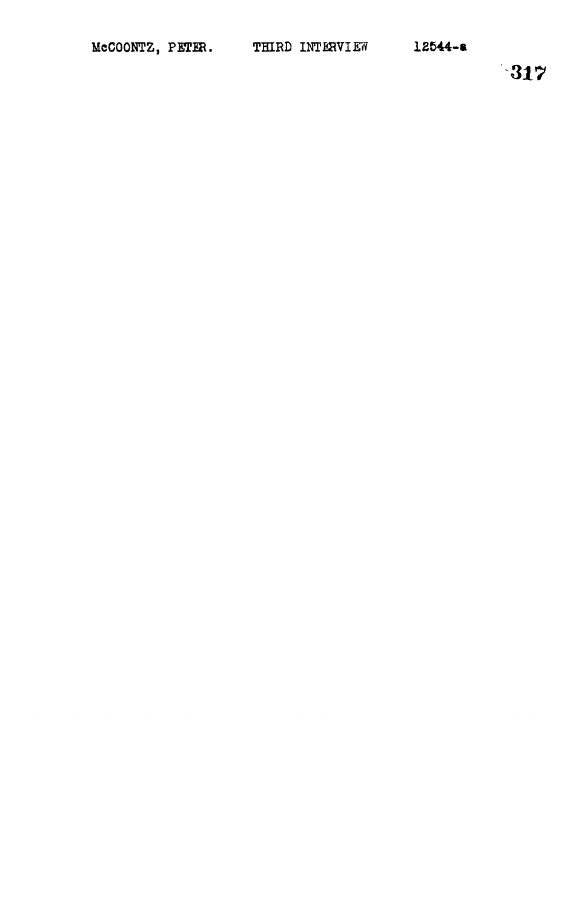McCOONTZ, PETER. THIRD INTERVIEW 12544-a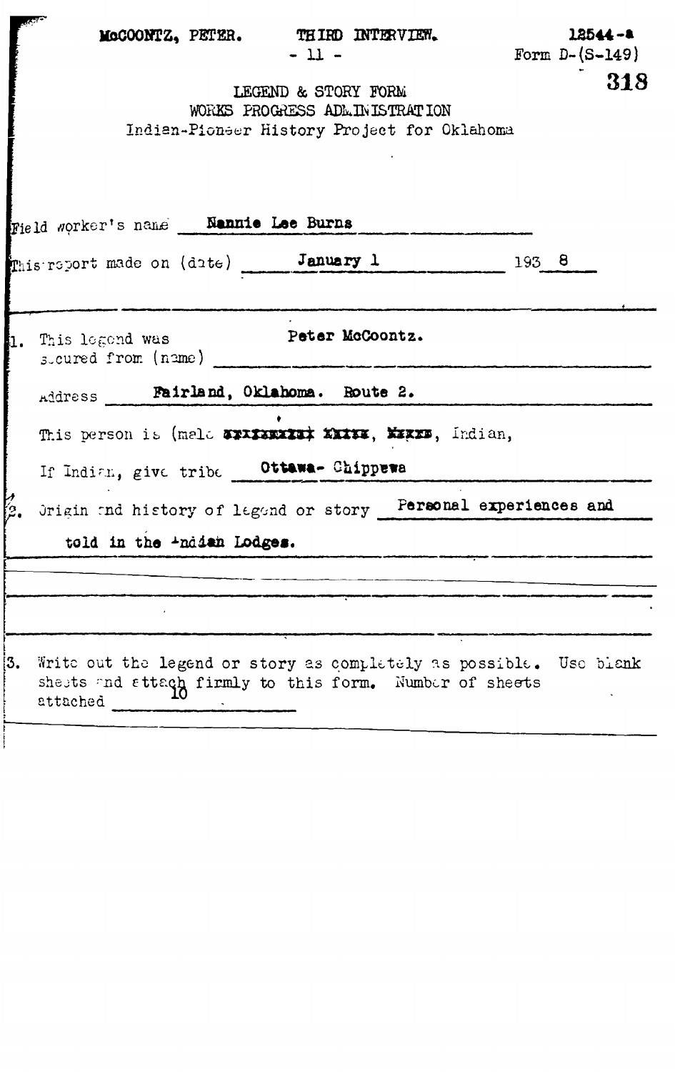MCCOONTZ, PETER. THIRD INTERVIEW.
- 11 -

12544-a
Form D-(S-149)

318

LEGEND & STORY FORM
WORKS PROGRESS ADMINISTRATION
Indian-Pioneer History Project for Oklahoma

Field worker's name **Nannie Lee Burns**

This report made on (date) **January 1** 193 **8**

---

1. This legend was secured from (name) **Peter McCoontz.**

Address **Fairland, Oklahoma. Route 2.**

This person is (male ~~xxxxxxxxx~~ ~~xxxxx~~, ~~xxxxx~~, Indian,

If Indian, give tribe **Ottawa- Chippewa**

2. Origin and history of legend or story **Personal experiences and told in the Indian Lodges.**

---

3. Write out the legend or story as completely as possible. Use blank sheets and attach firmly to this form. Number of sheets attached **10**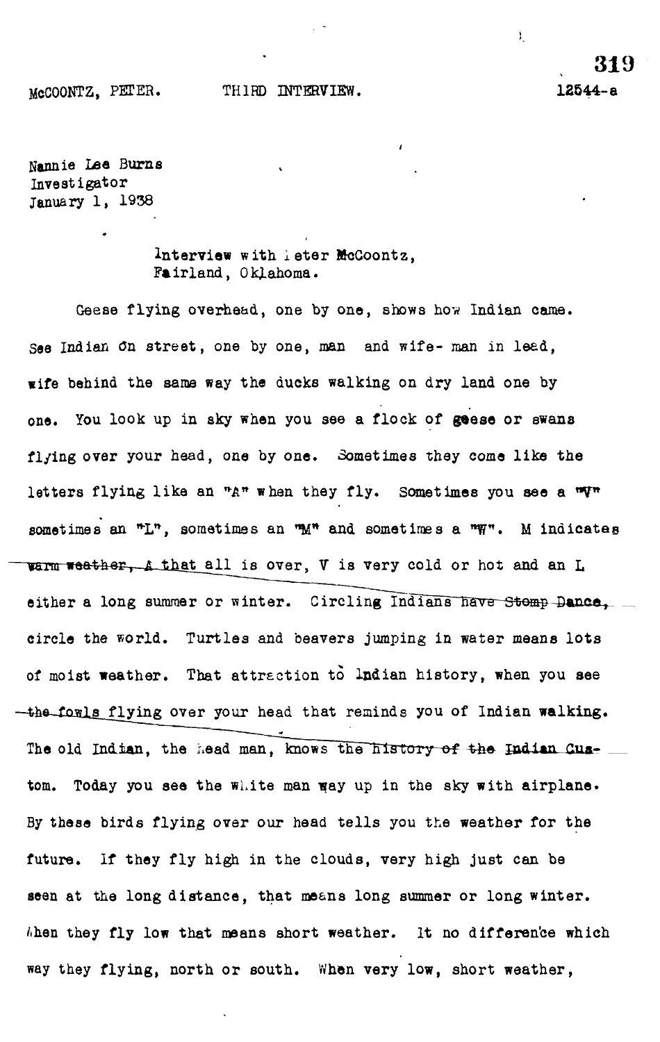McCOONTZ, PETER. THIRD INTERVIEW. 12544-a

Nannie Lee Burns
Investigator
January 1, 1938

Interview with Peter McCoontz,
Fairland, Oklahoma.

Geese flying overhead, one by one, shows how Indian came. See Indian on street, one by one, man and wife- man in lead, wife behind the same way the ducks walking on dry land one by one. You look up in sky when you see a flock of geese or swans flying over your head, one by one. Sometimes they come like the letters flying like an "A" when they fly. Sometimes you see a "V" sometimes an "L", sometimes an "M" and sometimes a "W". M indicates warm weather, A that all is over, V is very cold or hot and an L either a long summer or winter. Circling Indians have Stomp Dance, circle the world. Turtles and beavers jumping in water means lots of moist weather. That attraction to Indian history, when you see the fowls flying over your head that reminds you of Indian walking. The old Indian, the head man, knows the history of the Indian Custom. Today you see the white man way up in the sky with airplane. By these birds flying over our head tells you the weather for the future. If they fly high in the clouds, very high just can be seen at the long distance, that means long summer or long winter. When they fly low that means short weather. It no difference which way they flying, north or south. When very low, short weather,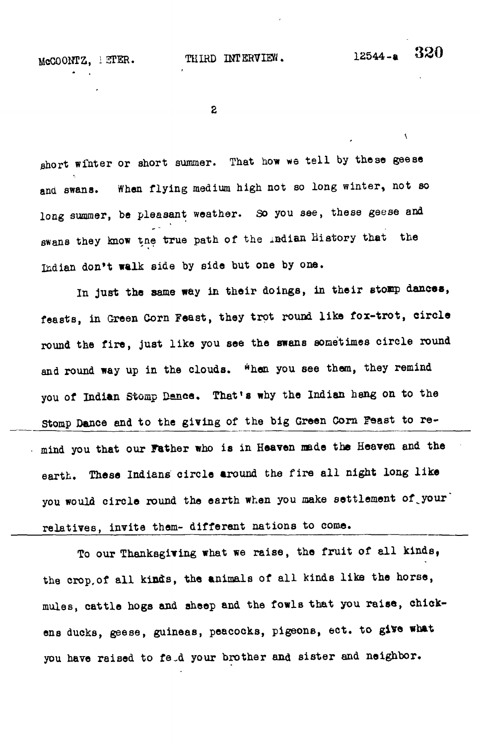short winter or short summer. That how we tell by these geese and swans. When flying medium high not so long winter, not so long summer, be pleasant weather. So you see, these geese and swans they know tne true path of the Indian History that the Indian don't walk side by side but one by one.

In just the same way in their doings, in their stomp dances, feasts, in Green Corn Feast, they trot round like fox-trot, circle round the fire, just like you see the swans sometimes circle round and round way up in the clouds. When you see them, they remind you of Indian Stomp Dance. That's why the Indian hang on to the Stomp Dance and to the giving of the big Green Corn Feast to remind you that our Father who is in Heaven made the Heaven and the earth. These Indians circle around the fire all night long like you would circle round the earth when you make settlement of your relatives, invite them- different nations to come.

To our Thanksgiving what we raise, the fruit of all kinds, the crop of all kinds, the animals of all kinds like the horse, mules, cattle hogs and sheep and the fowls that you raise, chickens ducks, geese, guineas, peacocks, pigeons, ect. to give what you have raised to feed your brother and sister and neighbor.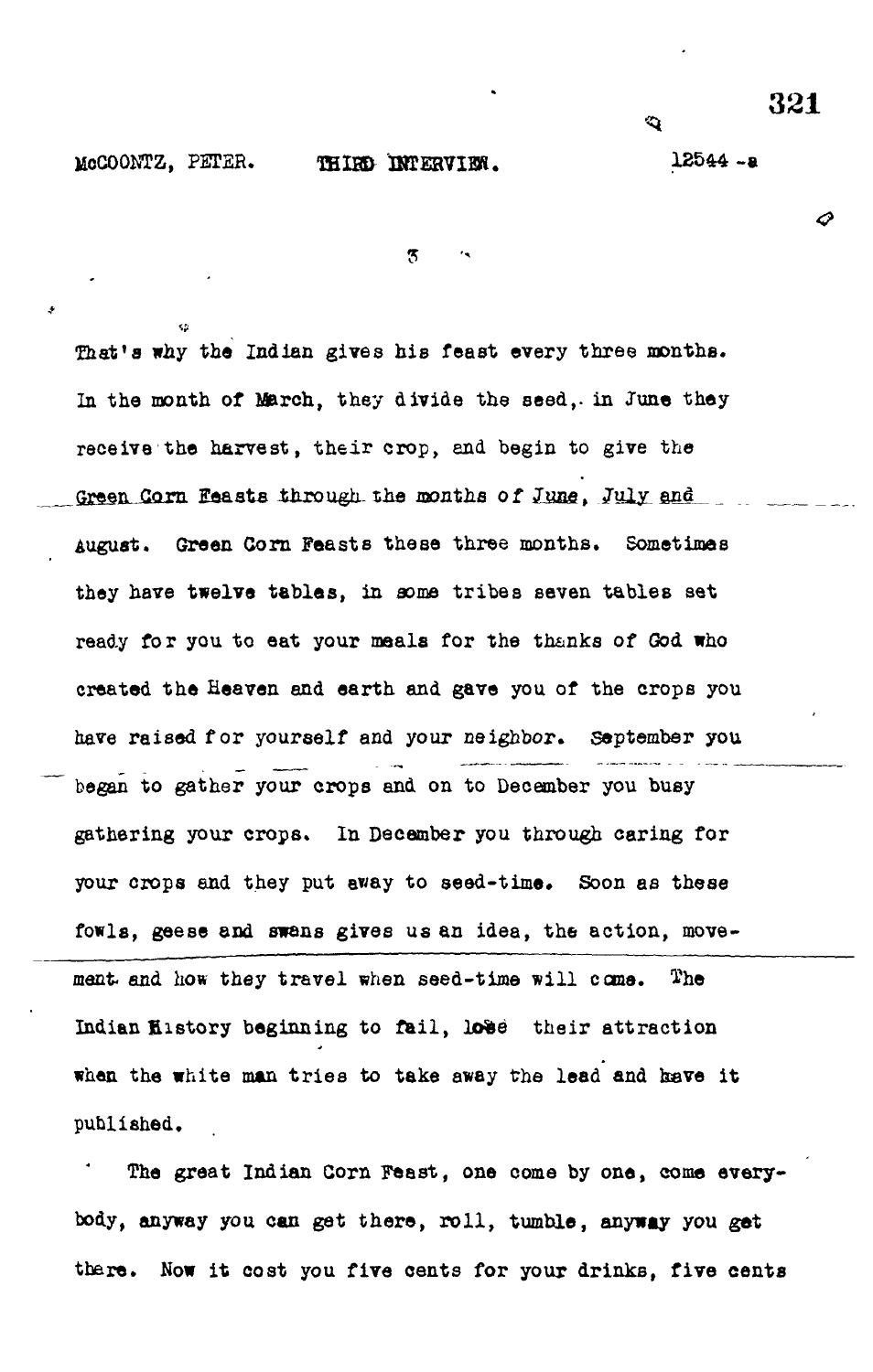That's why the Indian gives his feast every three months. In the month of March, they divide the seed, in June they receive the harvest, their crop, and begin to give the Green Corn Feasts through the months of June, July and August. Green Corn Feasts these three months. Sometimes they have twelve tables, in some tribes seven tables set ready for you to eat your meals for the thanks of God who created the Heaven and earth and gave you of the crops you have raised for yourself and your neighbor. September you began to gather your crops and on to December you busy gathering your crops. In December you through caring for your crops and they put away to seed-time. Soon as these fowls, geese and swans gives us an idea, the action, movement and how they travel when seed-time will come. The Indian History beginning to fail, lose their attraction when the white man tries to take away the lead and have it published.

The great Indian Corn Feast, one come by one, come everybody, anyway you can get there, roll, tumble, anyway you get there. Now it cost you five cents for your drinks, five cents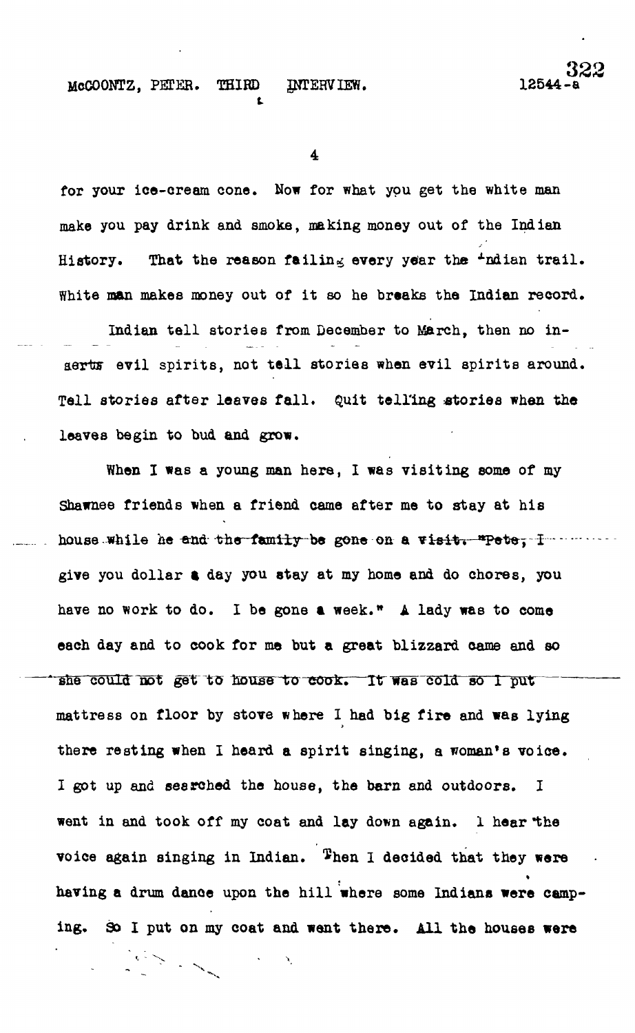for your ice-cream cone. Now for what you get the white man make you pay drink and smoke, making money out of the Indian History. That the reason failing every year the Indian trail. White man makes money out of it so he breaks the Indian record.

Indian tell stories from December to March, then no inserts evil spirits, not tell stories when evil spirits around. Tell stories after leaves fall. Quit telling stories when the leaves begin to bud and grow.

When I was a young man here, I was visiting some of my Shawnee friends when a friend came after me to stay at his house while he and the family be gone on a visit. "Pete, I give you dollar a day you stay at my home and do chores, you have no work to do. I be gone a week." A lady was to come each day and to cook for me but a great blizzard came and so she could not get to house to cook. It was cold so I put mattress on floor by stove where I had big fire and was lying there resting when I heard a spirit singing, a woman's voice. I got up and searched the house, the barn and outdoors. I went in and took off my coat and lay down again. I hear the voice again singing in Indian. Then I decided that they were having a drum dance upon the hill where some Indians were camping. So I put on my coat and went there. All the houses were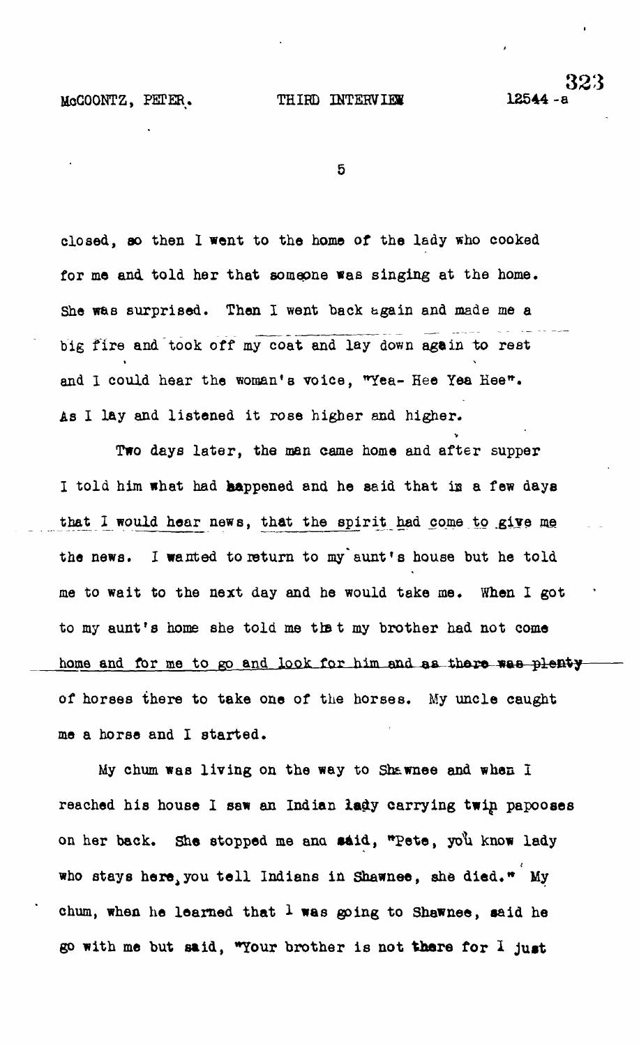closed, so then I went to the home of the lady who cooked for me and told her that someone was singing at the home. She was surprised. Then I went back again and made me a big fire and took off my coat and lay down again to rest and I could hear the woman's voice, "Yea- Hee Yea Hee". As I lay and listened it rose higher and higher.

Two days later, the man came home and after supper I told him what had happened and he said that in a few days that I would hear news, that the spirit had come to give me the news. I wanted to return to my aunt's house but he told me to wait to the next day and he would take me. When I got to my aunt's home she told me that my brother had not come home and for me to go and look for him and as there was plenty of horses there to take one of the horses. My uncle caught me a horse and I started.

My chum was living on the way to Shawnee and when I reached his house I saw an Indian lady carrying twin papooses on her back. She stopped me and said, "Pete, you know lady who stays here, you tell Indians in Shawnee, she died." My chum, when he learned that I was going to Shawnee, said he go with me but said, "Your brother is not there for I just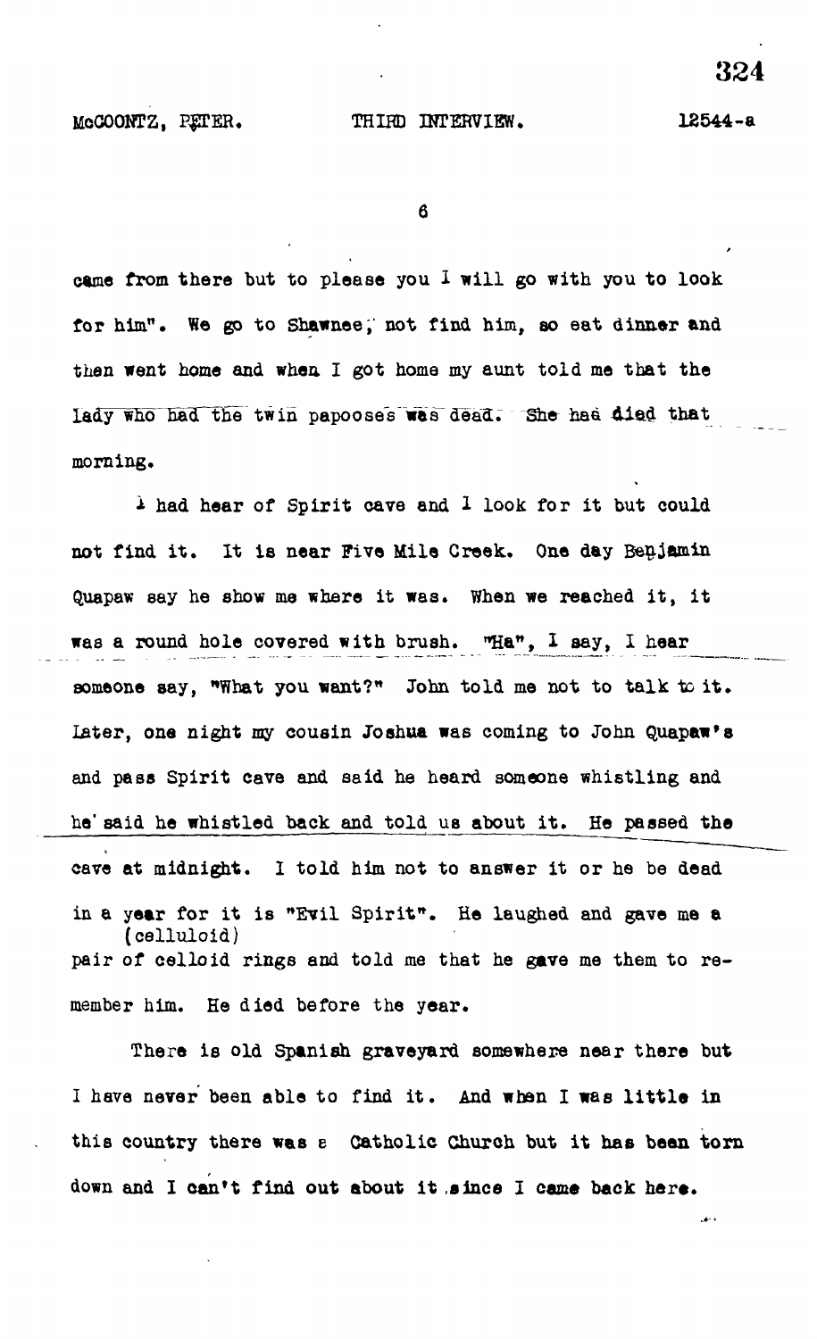came from there but to please you I will go with you to look for him". We go to Shawnee, not find him, so eat dinner and then went home and when I got home my aunt told me that the lady who had the twin papooses was dead. She had died that morning.

I had hear of Spirit cave and I look for it but could not find it. It is near Five Mile Creek. One day Benjamin Quapaw say he show me where it was. When we reached it, it was a round hole covered with brush. "Ha", I say, I hear someone say, "What you want?" John told me not to talk to it. Later, one night my cousin Joshua was coming to John Quapaw's and pass Spirit cave and said he heard someone whistling and he said he whistled back and told us about it. He passed the cave at midnight. I told him not to answer it or he be dead in a year for it is "Evil Spirit". He laughed and gave me a pair of celloid (celluloid) rings and told me that he gave me them to remember him. He died before the year.

There is old Spanish graveyard somewhere near there but I have never been able to find it. And when I was little in this country there was a Catholic Church but it has been torn down and I can't find out about it since I came back here.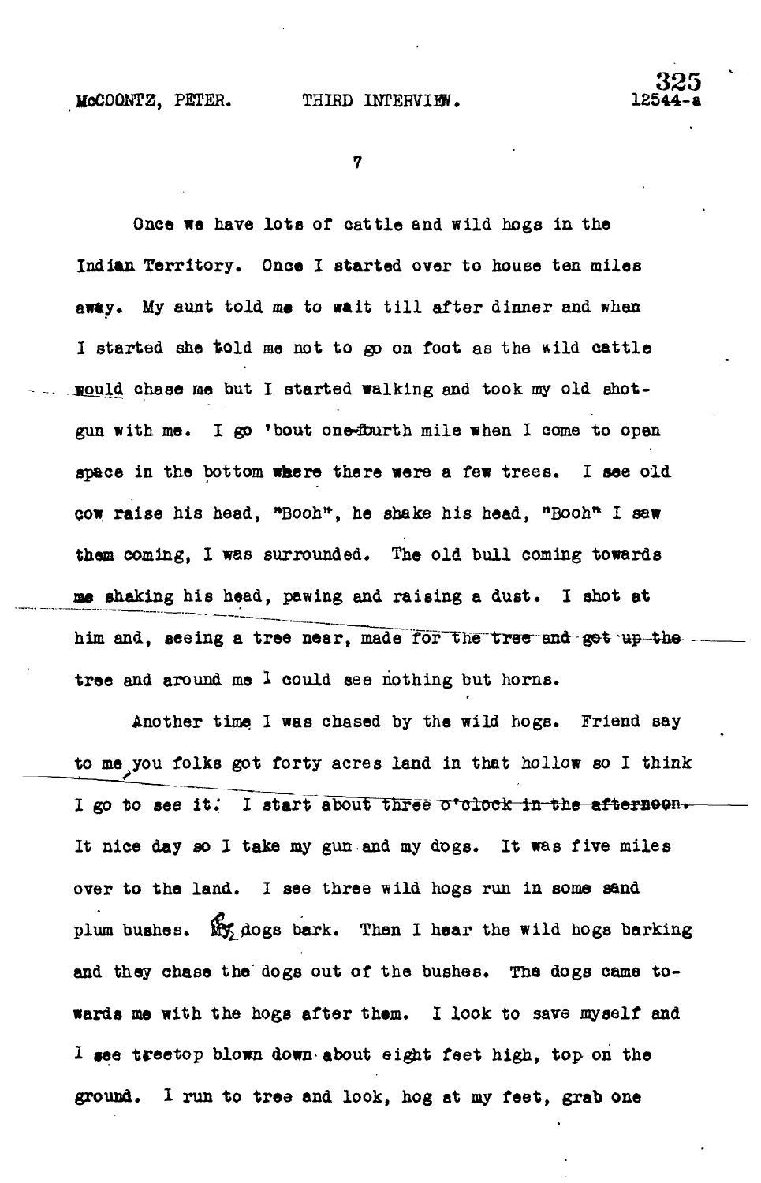Once we have lots of cattle and wild hogs in the Indian Territory. Once I started over to house ten miles away. My aunt told me to wait till after dinner and when I started she told me not to go on foot as the wild cattle would chase me but I started walking and took my old shotgun with me. I go 'bout one-fourth mile when I come to open space in the bottom where there were a few trees. I see old cow raise his head, "Booh", he shake his head, "Booh" I saw them coming, I was surrounded. The old bull coming towards me shaking his head, pawing and raising a dust. I shot at him and, seeing a tree near, made for the tree and got up the tree and around me I could see nothing but horns.

Another time I was chased by the wild hogs. Friend say to me, you folks got forty acres land in that hollow so I think I go to see it. I start about three o'clock in the afternoon. It nice day so I take my gun and my dogs. It was five miles over to the land. I see three wild hogs run in some sand plum bushes. My dogs bark. Then I hear the wild hogs barking and they chase the dogs out of the bushes. The dogs came towards me with the hogs after them. I look to save myself and I see treetop blown down about eight feet high, top on the ground. I run to tree and look, hog at my feet, grab one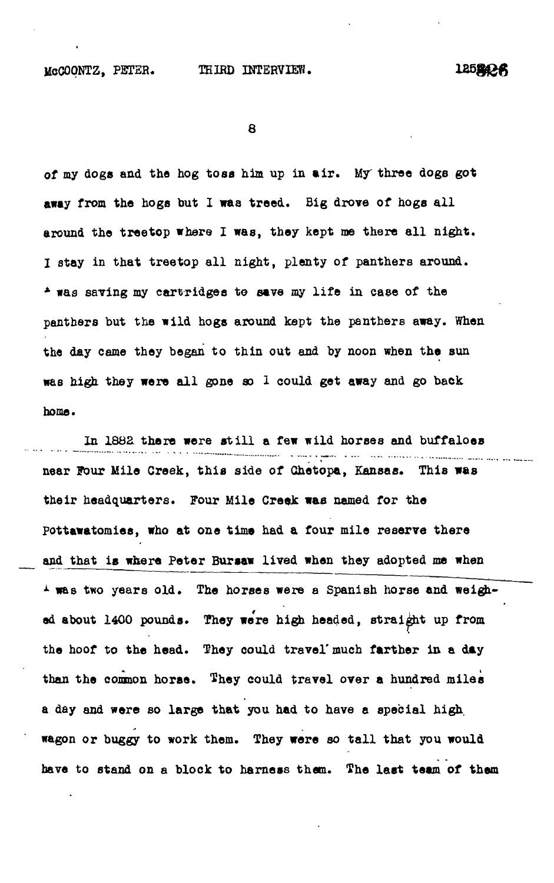of my dogs and the hog toss him up in air. My three dogs got away from the hogs but I was treed. Big drove of hogs all around the treetop where I was, they kept me there all night. I stay in that treetop all night, plenty of panthers around. I was saving my cartridges to save my life in case of the panthers but the wild hogs around kept the panthers away. When the day came they began to thin out and by noon when the sun was high they were all gone so I could get away and go back home.

In 1882 there were still a few wild horses and buffaloes near Four Mile Creek, this side of Chetopa, Kansas. This was their headquarters. Four Mile Creek was named for the Pottawatomies, who at one time had a four mile reserve there and that is where Peter Bursaw lived when they adopted me when I was two years old. The horses were a Spanish horse and weighed about 1400 pounds. They were high headed, straight up from the hoof to the head. They could travel much farther in a day than the common horse. They could travel over a hundred miles a day and were so large that you had to have a special high wagon or buggy to work them. They were so tall that you would have to stand on a block to harness them. The last team of them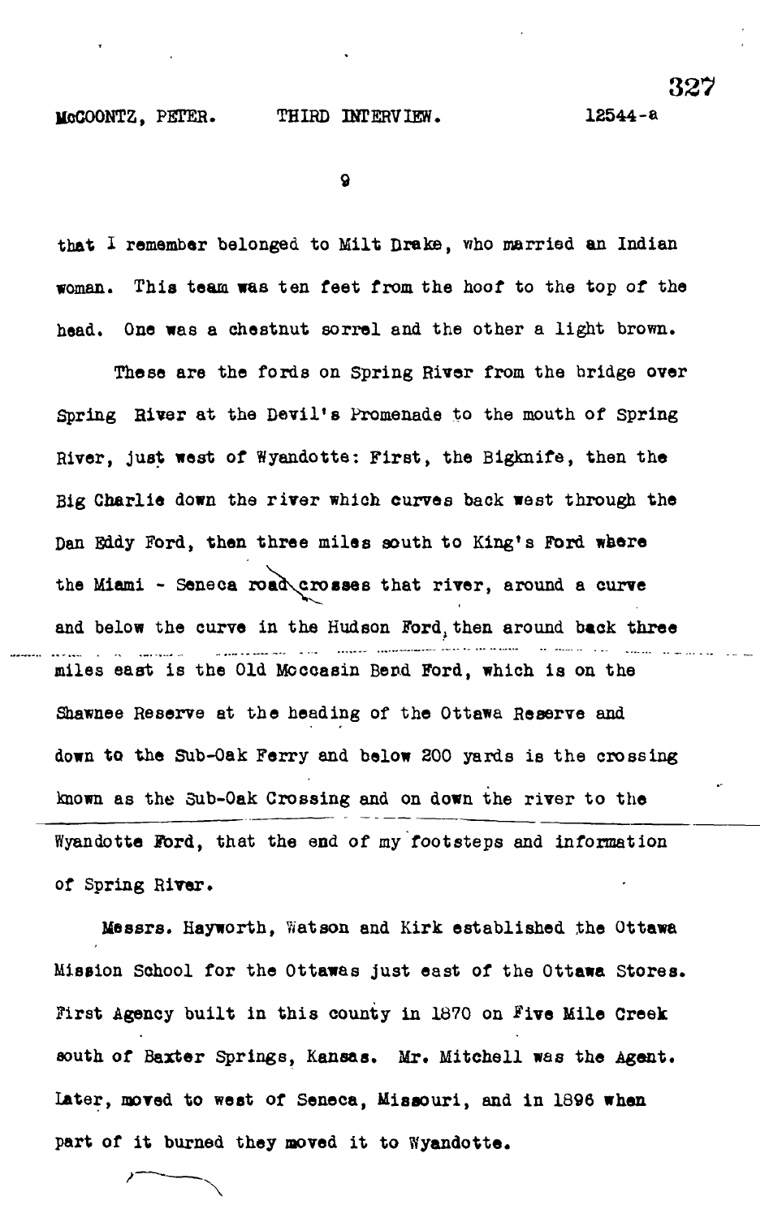that I remember belonged to Milt Drake, who married an Indian woman. This team was ten feet from the hoof to the top of the head. One was a chestnut sorrel and the other a light brown.

These are the fords on Spring River from the bridge over Spring River at the Devil's Promenade to the mouth of Spring River, just west of Wyandotte: First, the Bigknife, then the Big Charlie down the river which curves back west through the Dan Eddy Ford, then three miles south to King's Ford where the Miami - Seneca road crosses that river, around a curve and below the curve in the Hudson Ford, then around back three miles east is the Old Moccasin Bend Ford, which is on the Shawnee Reserve at the heading of the Ottawa Reserve and down to the Sub-Oak Ferry and below 200 yards is the crossing known as the Sub-Oak Crossing and on down the river to the Wyandotte Ford, that the end of my footsteps and information of Spring River.

Messrs. Hayworth, Watson and Kirk established the Ottawa Mission School for the Ottawas just east of the Ottawa Stores. First Agency built in this county in 1870 on Five Mile Creek south of Baxter Springs, Kansas. Mr. Mitchell was the Agent. Later, moved to west of Seneca, Missouri, and in 1896 when part of it burned they moved it to Wyandotte.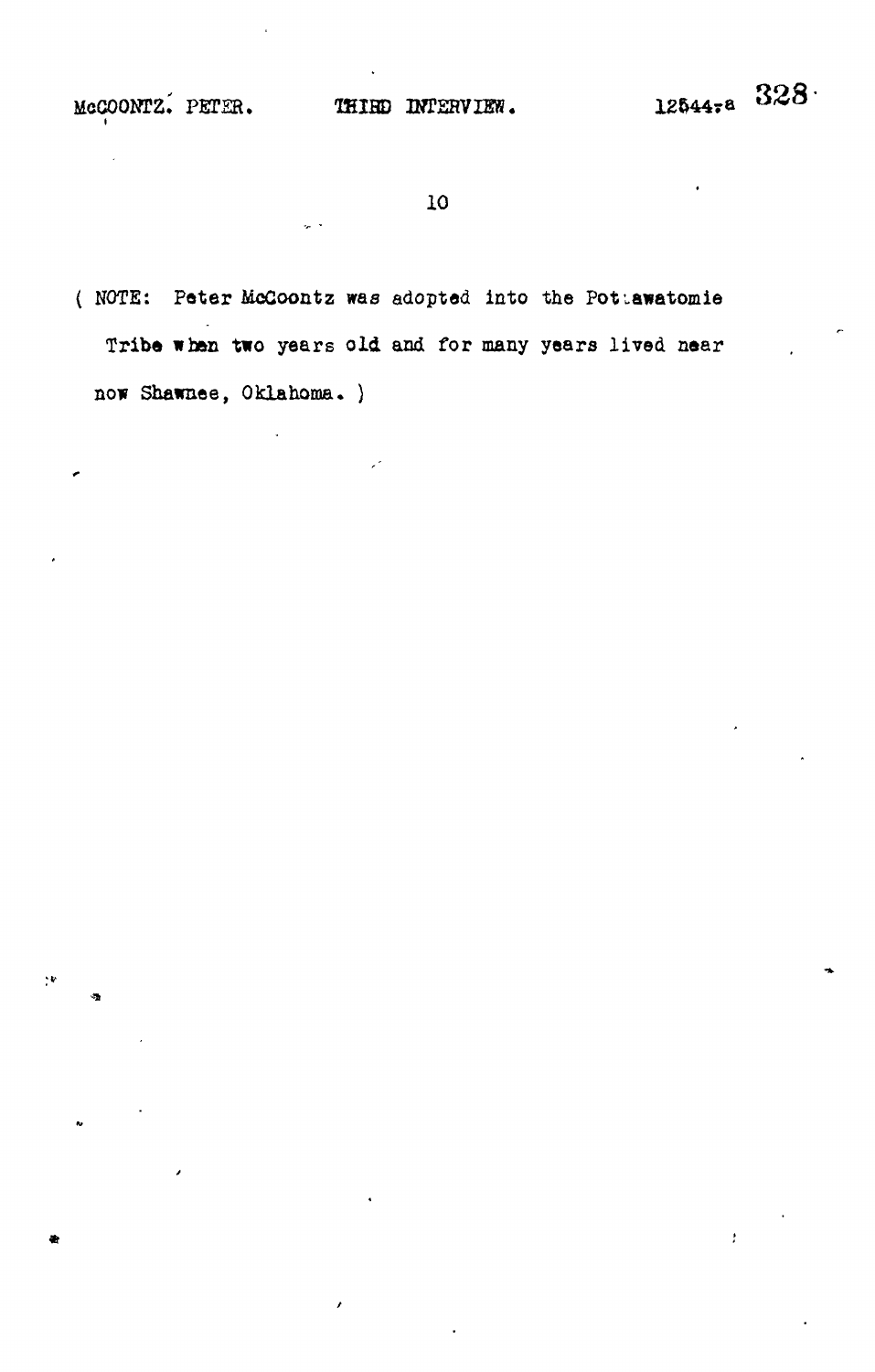( NOTE: Peter McCoontz was adopted into the Pottawatomie Tribe when two years old and for many years lived near now Shawnee, Oklahoma. )